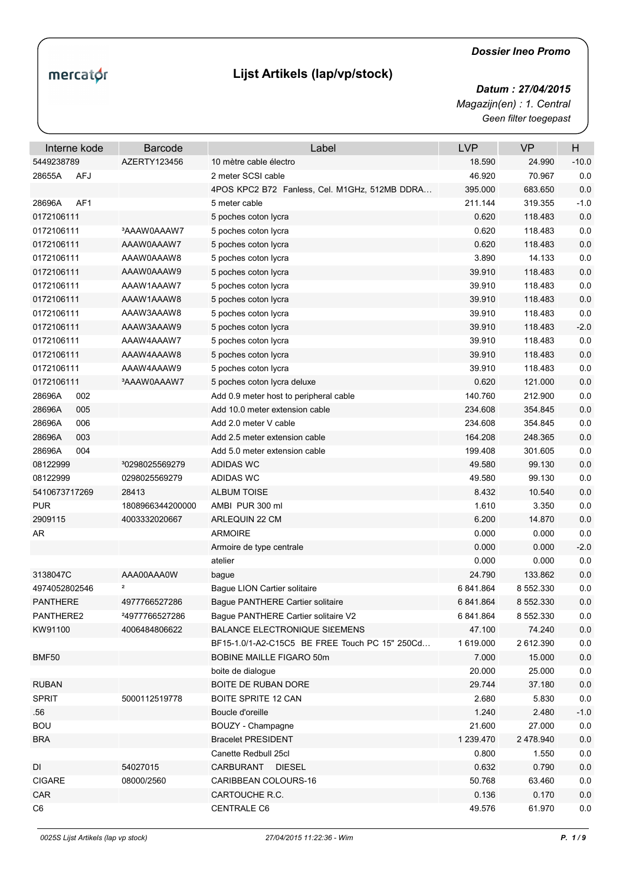# Lijst Artikels (lap/vp/stock)

***Dossier Ineo Promo***

***Datum : 27/04/2015***

*Magazijn(en) : 1. Central*

*Geen filter toegepast*

| Interne kode | Barcode | Label | LVP | VP | H |
|---|---|---|---|---|---|
| 5449238789 | AZERTY123456 | 10 mètre cable électro | 18.590 | 24.990 | -10.0 |
| 28655A AFJ | | 2 meter SCSI cable | 46.920 | 70.967 | 0.0 |
| | | 4POS KPC2 B72 Fanless, Cel. M1GHz, 512MB DDRA… | 395.000 | 683.650 | 0.0 |
| 28696A AF1 | | 5 meter cable | 211.144 | 319.355 | -1.0 |
| 0172106111 | | 5 poches coton lycra | 0.620 | 118.483 | 0.0 |
| 0172106111 | ³AAAW0AAAW7 | 5 poches coton lycra | 0.620 | 118.483 | 0.0 |
| 0172106111 | AAAW0AAAW7 | 5 poches coton lycra | 0.620 | 118.483 | 0.0 |
| 0172106111 | AAAW0AAAW8 | 5 poches coton lycra | 3.890 | 14.133 | 0.0 |
| 0172106111 | AAAW0AAAW9 | 5 poches coton lycra | 39.910 | 118.483 | 0.0 |
| 0172106111 | AAAW1AAAW7 | 5 poches coton lycra | 39.910 | 118.483 | 0.0 |
| 0172106111 | AAAW1AAAW8 | 5 poches coton lycra | 39.910 | 118.483 | 0.0 |
| 0172106111 | AAAW3AAAW8 | 5 poches coton lycra | 39.910 | 118.483 | 0.0 |
| 0172106111 | AAAW3AAAW9 | 5 poches coton lycra | 39.910 | 118.483 | -2.0 |
| 0172106111 | AAAW4AAAW7 | 5 poches coton lycra | 39.910 | 118.483 | 0.0 |
| 0172106111 | AAAW4AAAW8 | 5 poches coton lycra | 39.910 | 118.483 | 0.0 |
| 0172106111 | AAAW4AAAW9 | 5 poches coton lycra | 39.910 | 118.483 | 0.0 |
| 0172106111 | ³AAAW0AAAW7 | 5 poches coton lycra deluxe | 0.620 | 121.000 | 0.0 |
| 28696A 002 | | Add 0.9 meter host to peripheral cable | 140.760 | 212.900 | 0.0 |
| 28696A 005 | | Add 10.0 meter extension cable | 234.608 | 354.845 | 0.0 |
| 28696A 006 | | Add 2.0 meter V cable | 234.608 | 354.845 | 0.0 |
| 28696A 003 | | Add 2.5 meter extension cable | 164.208 | 248.365 | 0.0 |
| 28696A 004 | | Add 5.0 meter extension cable | 199.408 | 301.605 | 0.0 |
| 08122999 | ³0298025569279 | ADIDAS WC | 49.580 | 99.130 | 0.0 |
| 08122999 | 0298025569279 | ADIDAS WC | 49.580 | 99.130 | 0.0 |
| 5410673717269 | 28413 | ALBUM TOISE | 8.432 | 10.540 | 0.0 |
| PUR | 1808966344200000 | AMBI PUR 300 ml | 1.610 | 3.350 | 0.0 |
| 2909115 | 4003332020667 | ARLEQUIN 22 CM | 6.200 | 14.870 | 0.0 |
| AR | | ARMOIRE | 0.000 | 0.000 | 0.0 |
| | | Armoire de type centrale | 0.000 | 0.000 | -2.0 |
| | | atelier | 0.000 | 0.000 | 0.0 |
| 3138047C | AAA00AAA0W | bague | 24.790 | 133.862 | 0.0 |
| 4974052802546 | ² | Bague LION Cartier solitaire | 6 841.864 | 8 552.330 | 0.0 |
| PANTHERE | 4977766527286 | Bague PANTHERE Cartier solitaire | 6 841.864 | 8 552.330 | 0.0 |
| PANTHERE2 | ²4977766527286 | Bague PANTHERE Cartier solitaire V2 | 6 841.864 | 8 552.330 | 0.0 |
| KW91100 | 4006484806622 | BALANCE ELECTRONIQUE SI£EMENS | 47.100 | 74.240 | 0.0 |
| | | BF15-1.0/1-A2-C15C5 BE FREE Touch PC 15" 250Cd… | 1 619.000 | 2 612.390 | 0.0 |
| BMF50 | | BOBINE MAILLE FIGARO 50m | 7.000 | 15.000 | 0.0 |
| | | boite de dialogue | 20.000 | 25.000 | 0.0 |
| RUBAN | | BOITE DE RUBAN DORE | 29.744 | 37.180 | 0.0 |
| SPRIT | 5000112519778 | BOITE SPRITE 12 CAN | 2.680 | 5.830 | 0.0 |
| .56 | | Boucle d'oreille | 1.240 | 2.480 | -1.0 |
| BOU | | BOUZY - Champagne | 21.600 | 27.000 | 0.0 |
| BRA | | Bracelet PRESIDENT | 1 239.470 | 2 478.940 | 0.0 |
| | | Canette Redbull 25cl | 0.800 | 1.550 | 0.0 |
| DI | 54027015 | CARBURANT DIESEL | 0.632 | 0.790 | 0.0 |
| CIGARE | 08000/2560 | CARIBBEAN COLOURS-16 | 50.768 | 63.460 | 0.0 |
| CAR | | CARTOUCHE R.C. | 0.136 | 0.170 | 0.0 |
| C6 | | CENTRALE C6 | 49.576 | 61.970 | 0.0 |

*0025S Lijst Artikels (lap vp stock)* *27/04/2015 11:22:36 - Wim*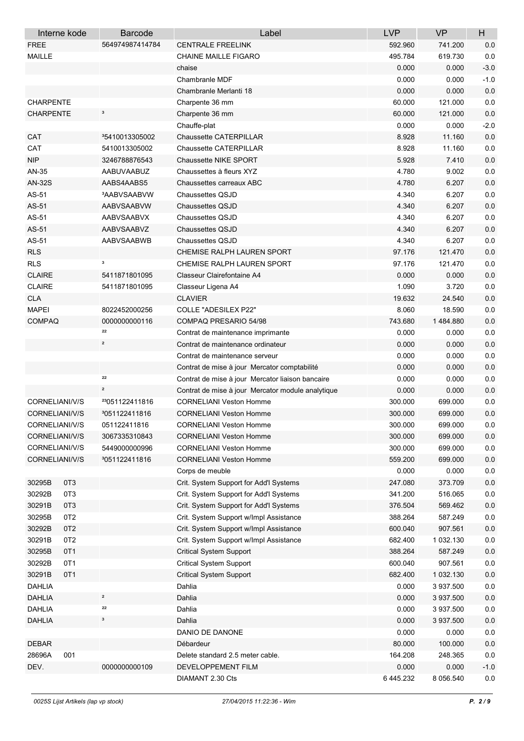| Interne kode | Barcode | Label | LVP | VP | H |
|---|---|---|---|---|---|
| FREE | 564974987414784 | CENTRALE FREELINK | 592.960 | 741.200 | 0.0 |
| MAILLE | | CHAINE MAILLE FIGARO | 495.784 | 619.730 | 0.0 |
| | | chaise | 0.000 | 0.000 | -3.0 |
| | | Chambranle MDF | 0.000 | 0.000 | -1.0 |
| | | Chambranle Merlanti 18 | 0.000 | 0.000 | 0.0 |
| CHARPENTE | | Charpente 36 mm | 60.000 | 121.000 | 0.0 |
| CHARPENTE | ³ | Charpente 36 mm | 60.000 | 121.000 | 0.0 |
| | | Chauffe-plat | 0.000 | 0.000 | -2.0 |
| CAT | ³5410013305002 | Chaussette CATERPILLAR | 8.928 | 11.160 | 0.0 |
| CAT | 5410013305002 | Chaussette CATERPILLAR | 8.928 | 11.160 | 0.0 |
| NIP | 3246788876543 | Chaussette NIKE SPORT | 5.928 | 7.410 | 0.0 |
| AN-35 | AABUVAABUZ | Chaussettes à fleurs XYZ | 4.780 | 9.002 | 0.0 |
| AN-32S | AABS4AABS5 | Chaussettes carreaux ABC | 4.780 | 6.207 | 0.0 |
| AS-51 | ³AABVSAABVW | Chaussettes QSJD | 4.340 | 6.207 | 0.0 |
| AS-51 | AABVSAABVW | Chaussettes QSJD | 4.340 | 6.207 | 0.0 |
| AS-51 | AABVSAABVX | Chaussettes QSJD | 4.340 | 6.207 | 0.0 |
| AS-51 | AABVSAABVZ | Chaussettes QSJD | 4.340 | 6.207 | 0.0 |
| AS-51 | AABVSAABWB | Chaussettes QSJD | 4.340 | 6.207 | 0.0 |
| RLS | | CHEMISE RALPH LAUREN SPORT | 97.176 | 121.470 | 0.0 |
| RLS | ³ | CHEMISE RALPH LAUREN SPORT | 97.176 | 121.470 | 0.0 |
| CLAIRE | 5411871801095 | Classeur Clairefontaine A4 | 0.000 | 0.000 | 0.0 |
| CLAIRE | 5411871801095 | Classeur Ligena A4 | 1.090 | 3.720 | 0.0 |
| CLA | | CLAVIER | 19.632 | 24.540 | 0.0 |
| MAPEI | 8022452000256 | COLLE "ADESILEX P22" | 8.060 | 18.590 | 0.0 |
| COMPAQ | 0000000000116 | COMPAQ PRESARIO 54/98 | 743.680 | 1 484.880 | 0.0 |
| | ²² | Contrat de maintenance imprimante | 0.000 | 0.000 | 0.0 |
| | ² | Contrat de maintenance ordinateur | 0.000 | 0.000 | 0.0 |
| | | Contrat de maintenance serveur | 0.000 | 0.000 | 0.0 |
| | | Contrat de mise à jour Mercator comptabilité | 0.000 | 0.000 | 0.0 |
| | ²² | Contrat de mise à jour Mercator liaison bancaire | 0.000 | 0.000 | 0.0 |
| | ² | Contrat de mise à jour Mercator module analytique | 0.000 | 0.000 | 0.0 |
| CORNELIANI/V/S | ²³051122411816 | CORNELIANI Veston Homme | 300.000 | 699.000 | 0.0 |
| CORNELIANI/V/S | ³051122411816 | CORNELIANI Veston Homme | 300.000 | 699.000 | 0.0 |
| CORNELIANI/V/S | 051122411816 | CORNELIANI Veston Homme | 300.000 | 699.000 | 0.0 |
| CORNELIANI/V/S | 3067335310843 | CORNELIANI Veston Homme | 300.000 | 699.000 | 0.0 |
| CORNELIANI/V/S | 5449000000996 | CORNELIANI Veston Homme | 300.000 | 699.000 | 0.0 |
| CORNELIANI/V/S | ³051122411816 | CORNELIANI Veston Homme | 559.200 | 699.000 | 0.0 |
| | | Corps de meuble | 0.000 | 0.000 | 0.0 |
| 30295B 0T3 | | Crit. System Support for Add'l Systems | 247.080 | 373.709 | 0.0 |
| 30292B 0T3 | | Crit. System Support for Add'l Systems | 341.200 | 516.065 | 0.0 |
| 30291B 0T3 | | Crit. System Support for Add'l Systems | 376.504 | 569.462 | 0.0 |
| 30295B 0T2 | | Crit. System Support w/Impl Assistance | 388.264 | 587.249 | 0.0 |
| 30292B 0T2 | | Crit. System Support w/Impl Assistance | 600.040 | 907.561 | 0.0 |
| 30291B 0T2 | | Crit. System Support w/Impl Assistance | 682.400 | 1 032.130 | 0.0 |
| 30295B 0T1 | | Critical System Support | 388.264 | 587.249 | 0.0 |
| 30292B 0T1 | | Critical System Support | 600.040 | 907.561 | 0.0 |
| 30291B 0T1 | | Critical System Support | 682.400 | 1 032.130 | 0.0 |
| DAHLIA | | Dahlia | 0.000 | 3 937.500 | 0.0 |
| DAHLIA | ² | Dahlia | 0.000 | 3 937.500 | 0.0 |
| DAHLIA | ²² | Dahlia | 0.000 | 3 937.500 | 0.0 |
| DAHLIA | ³ | Dahlia | 0.000 | 3 937.500 | 0.0 |
| | | DANIO DE DANONE | 0.000 | 0.000 | 0.0 |
| DEBAR | | Débardeur | 80.000 | 100.000 | 0.0 |
| 28696A 001 | | Delete standard 2.5 meter cable. | 164.208 | 248.365 | 0.0 |
| DEV. | 0000000000109 | DEVELOPPEMENT FILM | 0.000 | 0.000 | -1.0 |
| | | DIAMANT 2.30 Cts | 6 445.232 | 8 056.540 | 0.0 |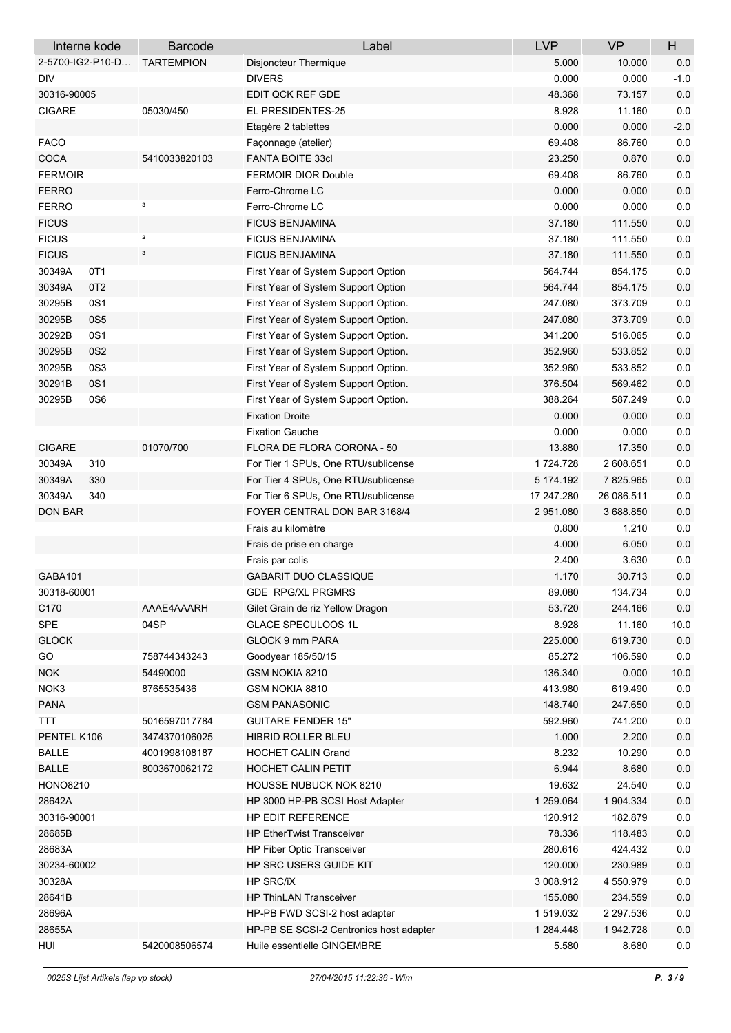| Interne kode | Barcode | Label | LVP | VP | H |
|---|---|---|---|---|---|
| 2-5700-IG2-P10-D… | TARTEMPION | Disjoncteur Thermique | 5.000 | 10.000 | 0.0 |
| DIV | | DIVERS | 0.000 | 0.000 | -1.0 |
| 30316-90005 | | EDIT QCK REF GDE | 48.368 | 73.157 | 0.0 |
| CIGARE | 05030/450 | EL PRESIDENTES-25 | 8.928 | 11.160 | 0.0 |
| | | Etagère 2 tablettes | 0.000 | 0.000 | -2.0 |
| FACO | | Façonnage (atelier) | 69.408 | 86.760 | 0.0 |
| COCA | 5410033820103 | FANTA BOITE 33cl | 23.250 | 0.870 | 0.0 |
| FERMOIR | | FERMOIR DIOR Double | 69.408 | 86.760 | 0.0 |
| FERRO | | Ferro-Chrome LC | 0.000 | 0.000 | 0.0 |
| FERRO | ³ | Ferro-Chrome LC | 0.000 | 0.000 | 0.0 |
| FICUS | | FICUS BENJAMINA | 37.180 | 111.550 | 0.0 |
| FICUS | ² | FICUS BENJAMINA | 37.180 | 111.550 | 0.0 |
| FICUS | ³ | FICUS BENJAMINA | 37.180 | 111.550 | 0.0 |
| 30349A 0T1 | | First Year of System Support Option | 564.744 | 854.175 | 0.0 |
| 30349A 0T2 | | First Year of System Support Option | 564.744 | 854.175 | 0.0 |
| 30295B 0S1 | | First Year of System Support Option. | 247.080 | 373.709 | 0.0 |
| 30295B 0S5 | | First Year of System Support Option. | 247.080 | 373.709 | 0.0 |
| 30292B 0S1 | | First Year of System Support Option. | 341.200 | 516.065 | 0.0 |
| 30295B 0S2 | | First Year of System Support Option. | 352.960 | 533.852 | 0.0 |
| 30295B 0S3 | | First Year of System Support Option. | 352.960 | 533.852 | 0.0 |
| 30291B 0S1 | | First Year of System Support Option. | 376.504 | 569.462 | 0.0 |
| 30295B 0S6 | | First Year of System Support Option. | 388.264 | 587.249 | 0.0 |
| | | Fixation Droite | 0.000 | 0.000 | 0.0 |
| | | Fixation Gauche | 0.000 | 0.000 | 0.0 |
| CIGARE | 01070/700 | FLORA DE FLORA CORONA - 50 | 13.880 | 17.350 | 0.0 |
| 30349A 310 | | For Tier 1 SPUs, One RTU/sublicense | 1 724.728 | 2 608.651 | 0.0 |
| 30349A 330 | | For Tier 4 SPUs, One RTU/sublicense | 5 174.192 | 7 825.965 | 0.0 |
| 30349A 340 | | For Tier 6 SPUs, One RTU/sublicense | 17 247.280 | 26 086.511 | 0.0 |
| DON BAR | | FOYER CENTRAL DON BAR 3168/4 | 2 951.080 | 3 688.850 | 0.0 |
| | | Frais au kilomètre | 0.800 | 1.210 | 0.0 |
| | | Frais de prise en charge | 4.000 | 6.050 | 0.0 |
| | | Frais par colis | 2.400 | 3.630 | 0.0 |
| GABA101 | | GABARIT DUO CLASSIQUE | 1.170 | 30.713 | 0.0 |
| 30318-60001 | | GDE RPG/XL PRGMRS | 89.080 | 134.734 | 0.0 |
| C170 | AAAE4AAARH | Gilet Grain de riz Yellow Dragon | 53.720 | 244.166 | 0.0 |
| SPE | 04SP | GLACE SPECULOOS 1L | 8.928 | 11.160 | 10.0 |
| GLOCK | | GLOCK 9 mm PARA | 225.000 | 619.730 | 0.0 |
| GO | 758744343243 | Goodyear 185/50/15 | 85.272 | 106.590 | 0.0 |
| NOK | 54490000 | GSM NOKIA 8210 | 136.340 | 0.000 | 10.0 |
| NOK3 | 8765535436 | GSM NOKIA 8810 | 413.980 | 619.490 | 0.0 |
| PANA | | GSM PANASONIC | 148.740 | 247.650 | 0.0 |
| TTT | 5016597017784 | GUITARE FENDER 15" | 592.960 | 741.200 | 0.0 |
| PENTEL K106 | 3474370106025 | HIBRID ROLLER BLEU | 1.000 | 2.200 | 0.0 |
| BALLE | 4001998108187 | HOCHET CALIN Grand | 8.232 | 10.290 | 0.0 |
| BALLE | 8003670062172 | HOCHET CALIN PETIT | 6.944 | 8.680 | 0.0 |
| HONO8210 | | HOUSSE NUBUCK NOK 8210 | 19.632 | 24.540 | 0.0 |
| 28642A | | HP 3000 HP-PB SCSI Host Adapter | 1 259.064 | 1 904.334 | 0.0 |
| 30316-90001 | | HP EDIT REFERENCE | 120.912 | 182.879 | 0.0 |
| 28685B | | HP EtherTwist Transceiver | 78.336 | 118.483 | 0.0 |
| 28683A | | HP Fiber Optic Transceiver | 280.616 | 424.432 | 0.0 |
| 30234-60002 | | HP SRC USERS GUIDE KIT | 120.000 | 230.989 | 0.0 |
| 30328A | | HP SRC/iX | 3 008.912 | 4 550.979 | 0.0 |
| 28641B | | HP ThinLAN Transceiver | 155.080 | 234.559 | 0.0 |
| 28696A | | HP-PB FWD SCSI-2 host adapter | 1 519.032 | 2 297.536 | 0.0 |
| 28655A | | HP-PB SE SCSI-2 Centronics host adapter | 1 284.448 | 1 942.728 | 0.0 |
| HUI | 5420008506574 | Huile essentielle GINGEMBRE | 5.580 | 8.680 | 0.0 |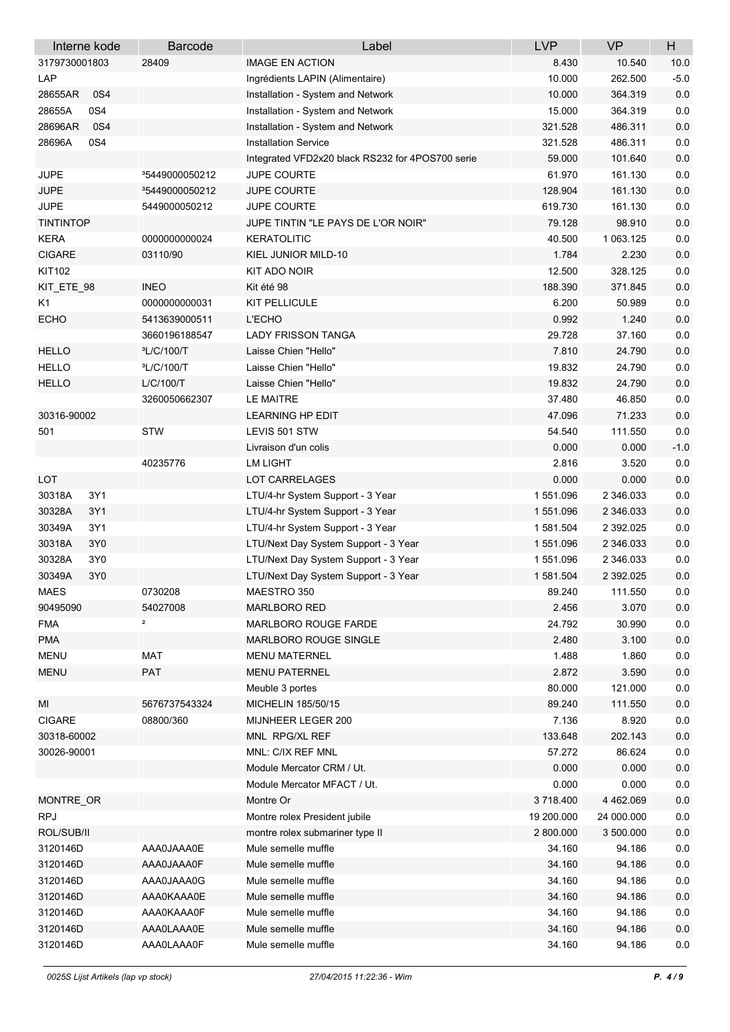| Interne kode | Barcode | Label | LVP | VP | H |
|---|---|---|---|---|---|
| 3179730001803 | 28409 | IMAGE EN ACTION | 8.430 | 10.540 | 10.0 |
| LAP | | Ingrédients LAPIN (Alimentaire) | 10.000 | 262.500 | -5.0 |
| 28655AR 0S4 | | Installation - System and Network | 10.000 | 364.319 | 0.0 |
| 28655A 0S4 | | Installation - System and Network | 15.000 | 364.319 | 0.0 |
| 28696AR 0S4 | | Installation - System and Network | 321.528 | 486.311 | 0.0 |
| 28696A 0S4 | | Installation Service | 321.528 | 486.311 | 0.0 |
| | | Integrated VFD2x20 black RS232 for 4POS700 serie | 59.000 | 101.640 | 0.0 |
| JUPE | ³5449000050212 | JUPE COURTE | 61.970 | 161.130 | 0.0 |
| JUPE | ³5449000050212 | JUPE COURTE | 128.904 | 161.130 | 0.0 |
| JUPE | 5449000050212 | JUPE COURTE | 619.730 | 161.130 | 0.0 |
| TINTINTOP | | JUPE TINTIN "LE PAYS DE L'OR NOIR" | 79.128 | 98.910 | 0.0 |
| KERA | 0000000000024 | KERATOLITIC | 40.500 | 1 063.125 | 0.0 |
| CIGARE | 03110/90 | KIEL JUNIOR MILD-10 | 1.784 | 2.230 | 0.0 |
| KIT102 | | KIT ADO NOIR | 12.500 | 328.125 | 0.0 |
| KIT_ETE_98 | INEO | Kit été 98 | 188.390 | 371.845 | 0.0 |
| K1 | 0000000000031 | KIT PELLICULE | 6.200 | 50.989 | 0.0 |
| ECHO | 5413639000511 | L'ECHO | 0.992 | 1.240 | 0.0 |
| | 3660196188547 | LADY FRISSON TANGA | 29.728 | 37.160 | 0.0 |
| HELLO | ³L/C/100/T | Laisse Chien "Hello" | 7.810 | 24.790 | 0.0 |
| HELLO | ³L/C/100/T | Laisse Chien "Hello" | 19.832 | 24.790 | 0.0 |
| HELLO | L/C/100/T | Laisse Chien "Hello" | 19.832 | 24.790 | 0.0 |
| | 3260050662307 | LE MAITRE | 37.480 | 46.850 | 0.0 |
| 30316-90002 | | LEARNING HP EDIT | 47.096 | 71.233 | 0.0 |
| 501 | STW | LEVIS 501 STW | 54.540 | 111.550 | 0.0 |
| | | Livraison d'un colis | 0.000 | 0.000 | -1.0 |
| | 40235776 | LM LIGHT | 2.816 | 3.520 | 0.0 |
| LOT | | LOT CARRELAGES | 0.000 | 0.000 | 0.0 |
| 30318A 3Y1 | | LTU/4-hr System Support - 3 Year | 1 551.096 | 2 346.033 | 0.0 |
| 30328A 3Y1 | | LTU/4-hr System Support - 3 Year | 1 551.096 | 2 346.033 | 0.0 |
| 30349A 3Y1 | | LTU/4-hr System Support - 3 Year | 1 581.504 | 2 392.025 | 0.0 |
| 30318A 3Y0 | | LTU/Next Day System Support - 3 Year | 1 551.096 | 2 346.033 | 0.0 |
| 30328A 3Y0 | | LTU/Next Day System Support - 3 Year | 1 551.096 | 2 346.033 | 0.0 |
| 30349A 3Y0 | | LTU/Next Day System Support - 3 Year | 1 581.504 | 2 392.025 | 0.0 |
| MAES | 0730208 | MAESTRO 350 | 89.240 | 111.550 | 0.0 |
| 90495090 | 54027008 | MARLBORO RED | 2.456 | 3.070 | 0.0 |
| FMA | ² | MARLBORO ROUGE FARDE | 24.792 | 30.990 | 0.0 |
| PMA | | MARLBORO ROUGE SINGLE | 2.480 | 3.100 | 0.0 |
| MENU | MAT | MENU MATERNEL | 1.488 | 1.860 | 0.0 |
| MENU | PAT | MENU PATERNEL | 2.872 | 3.590 | 0.0 |
| | | Meuble 3 portes | 80.000 | 121.000 | 0.0 |
| MI | 5676737543324 | MICHELIN 185/50/15 | 89.240 | 111.550 | 0.0 |
| CIGARE | 08800/360 | MIJNHEER LEGER 200 | 7.136 | 8.920 | 0.0 |
| 30318-60002 | | MNL RPG/XL REF | 133.648 | 202.143 | 0.0 |
| 30026-90001 | | MNL: C/IX REF MNL | 57.272 | 86.624 | 0.0 |
| | | Module Mercator CRM / Ut. | 0.000 | 0.000 | 0.0 |
| | | Module Mercator MFACT / Ut. | 0.000 | 0.000 | 0.0 |
| MONTRE_OR | | Montre Or | 3 718.400 | 4 462.069 | 0.0 |
| RPJ | | Montre rolex President jubile | 19 200.000 | 24 000.000 | 0.0 |
| ROL/SUB/II | | montre rolex submariner type II | 2 800.000 | 3 500.000 | 0.0 |
| 3120146D | AAA0JAAA0E | Mule semelle muffle | 34.160 | 94.186 | 0.0 |
| 3120146D | AAA0JAAA0F | Mule semelle muffle | 34.160 | 94.186 | 0.0 |
| 3120146D | AAA0JAAA0G | Mule semelle muffle | 34.160 | 94.186 | 0.0 |
| 3120146D | AAA0KAAA0E | Mule semelle muffle | 34.160 | 94.186 | 0.0 |
| 3120146D | AAA0KAAA0F | Mule semelle muffle | 34.160 | 94.186 | 0.0 |
| 3120146D | AAA0LAAA0E | Mule semelle muffle | 34.160 | 94.186 | 0.0 |
| 3120146D | AAA0LAAA0F | Mule semelle muffle | 34.160 | 94.186 | 0.0 |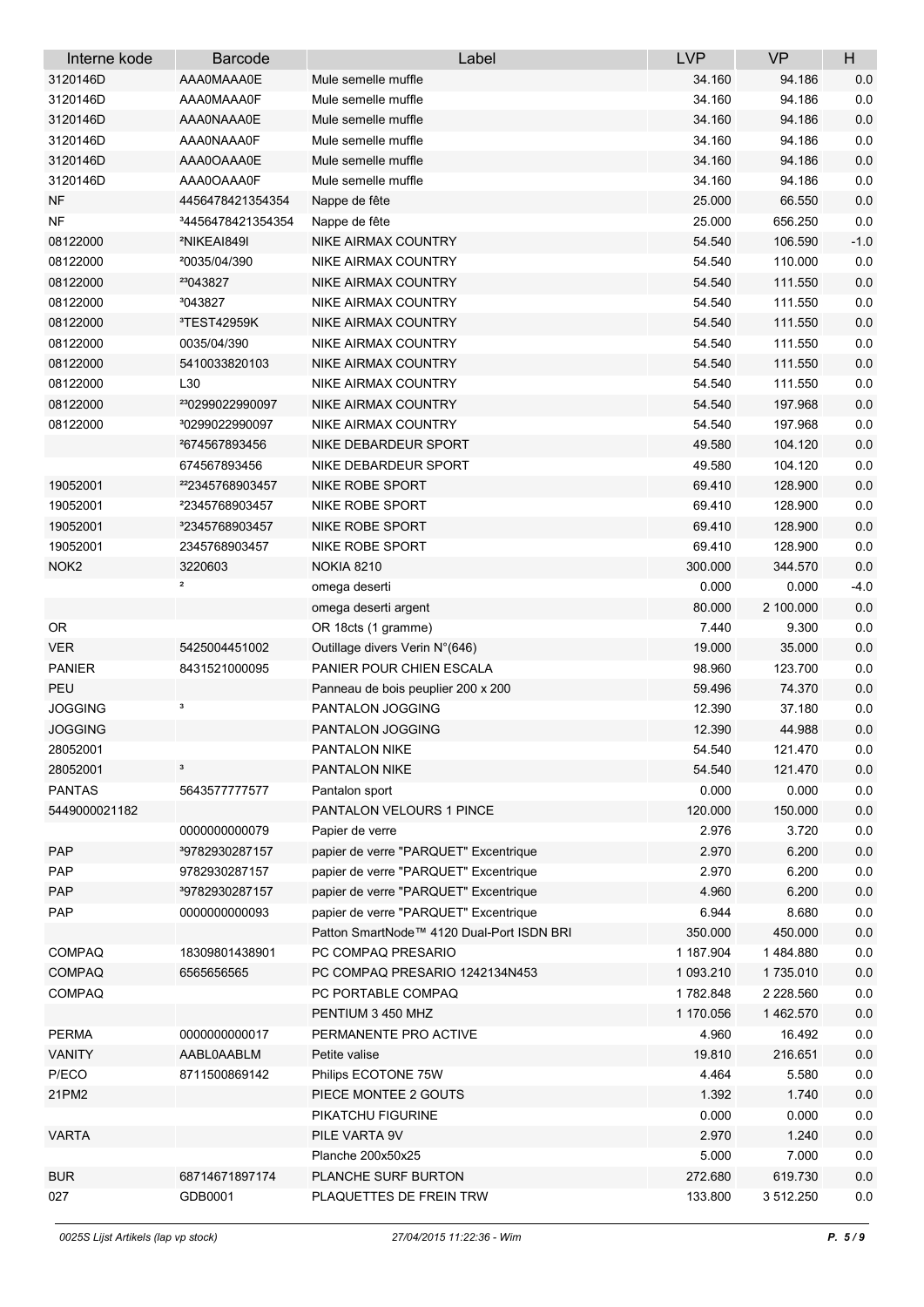| Interne kode | Barcode | Label | LVP | VP | H |
|---|---|---|---|---|---|
| 3120146D | AAA0MAAA0E | Mule semelle muffle | 34.160 | 94.186 | 0.0 |
| 3120146D | AAA0MAAA0F | Mule semelle muffle | 34.160 | 94.186 | 0.0 |
| 3120146D | AAA0NAAA0E | Mule semelle muffle | 34.160 | 94.186 | 0.0 |
| 3120146D | AAA0NAAA0F | Mule semelle muffle | 34.160 | 94.186 | 0.0 |
| 3120146D | AAA0OAAA0E | Mule semelle muffle | 34.160 | 94.186 | 0.0 |
| 3120146D | AAA0OAAA0F | Mule semelle muffle | 34.160 | 94.186 | 0.0 |
| NF | 4456478421354354 | Nappe de fête | 25.000 | 66.550 | 0.0 |
| NF | ³4456478421354354 | Nappe de fête | 25.000 | 656.250 | 0.0 |
| 08122000 | ²NIKEAI849I | NIKE AIRMAX COUNTRY | 54.540 | 106.590 | -1.0 |
| 08122000 | ²0035/04/390 | NIKE AIRMAX COUNTRY | 54.540 | 110.000 | 0.0 |
| 08122000 | ²³043827 | NIKE AIRMAX COUNTRY | 54.540 | 111.550 | 0.0 |
| 08122000 | ³043827 | NIKE AIRMAX COUNTRY | 54.540 | 111.550 | 0.0 |
| 08122000 | ³TEST42959K | NIKE AIRMAX COUNTRY | 54.540 | 111.550 | 0.0 |
| 08122000 | 0035/04/390 | NIKE AIRMAX COUNTRY | 54.540 | 111.550 | 0.0 |
| 08122000 | 5410033820103 | NIKE AIRMAX COUNTRY | 54.540 | 111.550 | 0.0 |
| 08122000 | L30 | NIKE AIRMAX COUNTRY | 54.540 | 111.550 | 0.0 |
| 08122000 | ²³0299022990097 | NIKE AIRMAX COUNTRY | 54.540 | 197.968 | 0.0 |
| 08122000 | ³0299022990097 | NIKE AIRMAX COUNTRY | 54.540 | 197.968 | 0.0 |
| | ²674567893456 | NIKE DEBARDEUR SPORT | 49.580 | 104.120 | 0.0 |
| | 674567893456 | NIKE DEBARDEUR SPORT | 49.580 | 104.120 | 0.0 |
| 19052001 | ²²2345768903457 | NIKE ROBE SPORT | 69.410 | 128.900 | 0.0 |
| 19052001 | ²2345768903457 | NIKE ROBE SPORT | 69.410 | 128.900 | 0.0 |
| 19052001 | ³2345768903457 | NIKE ROBE SPORT | 69.410 | 128.900 | 0.0 |
| 19052001 | 2345768903457 | NIKE ROBE SPORT | 69.410 | 128.900 | 0.0 |
| NOK2 | 3220603 | NOKIA 8210 | 300.000 | 344.570 | 0.0 |
| | ² | omega deserti | 0.000 | 0.000 | -4.0 |
| | | omega deserti argent | 80.000 | 2 100.000 | 0.0 |
| OR | | OR 18cts (1 gramme) | 7.440 | 9.300 | 0.0 |
| VER | 5425004451002 | Outillage divers Verin N°(646) | 19.000 | 35.000 | 0.0 |
| PANIER | 8431521000095 | PANIER POUR CHIEN ESCALA | 98.960 | 123.700 | 0.0 |
| PEU | | Panneau de bois peuplier 200 x 200 | 59.496 | 74.370 | 0.0 |
| JOGGING | ³ | PANTALON JOGGING | 12.390 | 37.180 | 0.0 |
| JOGGING | | PANTALON JOGGING | 12.390 | 44.988 | 0.0 |
| 28052001 | | PANTALON NIKE | 54.540 | 121.470 | 0.0 |
| 28052001 | ³ | PANTALON NIKE | 54.540 | 121.470 | 0.0 |
| PANTAS | 5643577777577 | Pantalon sport | 0.000 | 0.000 | 0.0 |
| 5449000021182 | | PANTALON VELOURS 1 PINCE | 120.000 | 150.000 | 0.0 |
| | 0000000000079 | Papier de verre | 2.976 | 3.720 | 0.0 |
| PAP | ³9782930287157 | papier de verre "PARQUET" Excentrique | 2.970 | 6.200 | 0.0 |
| PAP | 9782930287157 | papier de verre "PARQUET" Excentrique | 2.970 | 6.200 | 0.0 |
| PAP | ³9782930287157 | papier de verre "PARQUET" Excentrique | 4.960 | 6.200 | 0.0 |
| PAP | 0000000000093 | papier de verre "PARQUET" Excentrique | 6.944 | 8.680 | 0.0 |
| | | Patton SmartNode™ 4120 Dual-Port ISDN BRI | 350.000 | 450.000 | 0.0 |
| COMPAQ | 18309801438901 | PC COMPAQ PRESARIO | 1 187.904 | 1 484.880 | 0.0 |
| COMPAQ | 6565656565 | PC COMPAQ PRESARIO 1242134N453 | 1 093.210 | 1 735.010 | 0.0 |
| COMPAQ | | PC PORTABLE COMPAQ | 1 782.848 | 2 228.560 | 0.0 |
| | | PENTIUM 3 450 MHZ | 1 170.056 | 1 462.570 | 0.0 |
| PERMA | 0000000000017 | PERMANENTE PRO ACTIVE | 4.960 | 16.492 | 0.0 |
| VANITY | AABL0AABLM | Petite valise | 19.810 | 216.651 | 0.0 |
| P/ECO | 8711500869142 | Philips ECOTONE 75W | 4.464 | 5.580 | 0.0 |
| 21PM2 | | PIECE MONTEE 2 GOUTS | 1.392 | 1.740 | 0.0 |
| | | PIKATCHU FIGURINE | 0.000 | 0.000 | 0.0 |
| VARTA | | PILE VARTA 9V | 2.970 | 1.240 | 0.0 |
| | | Planche 200x50x25 | 5.000 | 7.000 | 0.0 |
| BUR | 68714671897174 | PLANCHE SURF BURTON | 272.680 | 619.730 | 0.0 |
| 027 | GDB0001 | PLAQUETTES DE FREIN TRW | 133.800 | 3 512.250 | 0.0 |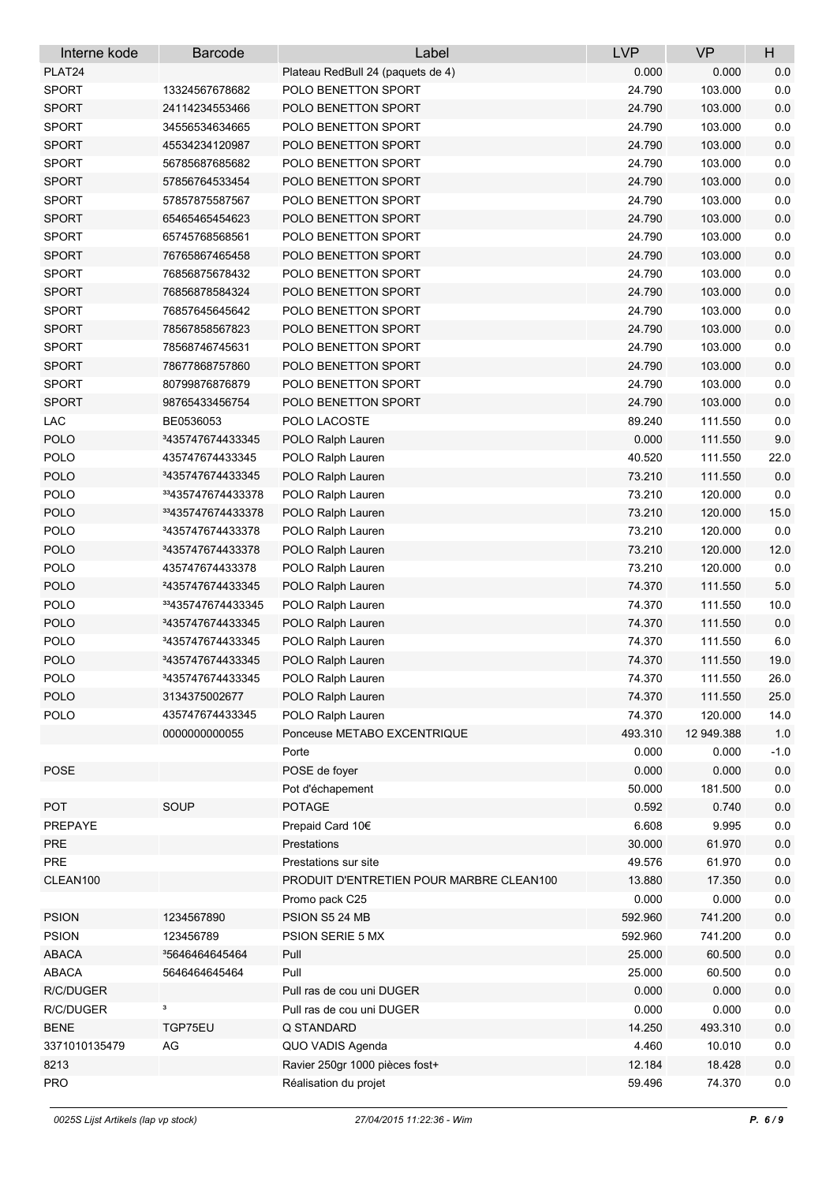| Interne kode | Barcode | Label | LVP | VP | H |
|---|---|---|---|---|---|
| PLAT24 | | Plateau RedBull 24 (paquets de 4) | 0.000 | 0.000 | 0.0 |
| SPORT | 13324567678682 | POLO BENETTON SPORT | 24.790 | 103.000 | 0.0 |
| SPORT | 24114234553466 | POLO BENETTON SPORT | 24.790 | 103.000 | 0.0 |
| SPORT | 34556534634665 | POLO BENETTON SPORT | 24.790 | 103.000 | 0.0 |
| SPORT | 45534234120987 | POLO BENETTON SPORT | 24.790 | 103.000 | 0.0 |
| SPORT | 56785687685682 | POLO BENETTON SPORT | 24.790 | 103.000 | 0.0 |
| SPORT | 57856764533454 | POLO BENETTON SPORT | 24.790 | 103.000 | 0.0 |
| SPORT | 57857875587567 | POLO BENETTON SPORT | 24.790 | 103.000 | 0.0 |
| SPORT | 65465465454623 | POLO BENETTON SPORT | 24.790 | 103.000 | 0.0 |
| SPORT | 65745768568561 | POLO BENETTON SPORT | 24.790 | 103.000 | 0.0 |
| SPORT | 76765867465458 | POLO BENETTON SPORT | 24.790 | 103.000 | 0.0 |
| SPORT | 76856875678432 | POLO BENETTON SPORT | 24.790 | 103.000 | 0.0 |
| SPORT | 76856878584324 | POLO BENETTON SPORT | 24.790 | 103.000 | 0.0 |
| SPORT | 76857645645642 | POLO BENETTON SPORT | 24.790 | 103.000 | 0.0 |
| SPORT | 78567858567823 | POLO BENETTON SPORT | 24.790 | 103.000 | 0.0 |
| SPORT | 78568746745631 | POLO BENETTON SPORT | 24.790 | 103.000 | 0.0 |
| SPORT | 78677868757860 | POLO BENETTON SPORT | 24.790 | 103.000 | 0.0 |
| SPORT | 80799876876879 | POLO BENETTON SPORT | 24.790 | 103.000 | 0.0 |
| SPORT | 98765433456754 | POLO BENETTON SPORT | 24.790 | 103.000 | 0.0 |
| LAC | BE0536053 | POLO LACOSTE | 89.240 | 111.550 | 0.0 |
| POLO | ³435747674433345 | POLO Ralph Lauren | 0.000 | 111.550 | 9.0 |
| POLO | 435747674433345 | POLO Ralph Lauren | 40.520 | 111.550 | 22.0 |
| POLO | ³435747674433345 | POLO Ralph Lauren | 73.210 | 111.550 | 0.0 |
| POLO | ³³435747674433378 | POLO Ralph Lauren | 73.210 | 120.000 | 0.0 |
| POLO | ³³435747674433378 | POLO Ralph Lauren | 73.210 | 120.000 | 15.0 |
| POLO | ³435747674433378 | POLO Ralph Lauren | 73.210 | 120.000 | 0.0 |
| POLO | ³435747674433378 | POLO Ralph Lauren | 73.210 | 120.000 | 12.0 |
| POLO | 435747674433378 | POLO Ralph Lauren | 73.210 | 120.000 | 0.0 |
| POLO | ²435747674433345 | POLO Ralph Lauren | 74.370 | 111.550 | 5.0 |
| POLO | ³³435747674433345 | POLO Ralph Lauren | 74.370 | 111.550 | 10.0 |
| POLO | ³435747674433345 | POLO Ralph Lauren | 74.370 | 111.550 | 0.0 |
| POLO | ³435747674433345 | POLO Ralph Lauren | 74.370 | 111.550 | 6.0 |
| POLO | ³435747674433345 | POLO Ralph Lauren | 74.370 | 111.550 | 19.0 |
| POLO | ³435747674433345 | POLO Ralph Lauren | 74.370 | 111.550 | 26.0 |
| POLO | 3134375002677 | POLO Ralph Lauren | 74.370 | 111.550 | 25.0 |
| POLO | 435747674433345 | POLO Ralph Lauren | 74.370 | 120.000 | 14.0 |
| | 0000000000055 | Ponceuse METABO EXCENTRIQUE | 493.310 | 12 949.388 | 1.0 |
| | | Porte | 0.000 | 0.000 | -1.0 |
| POSE | | POSE de foyer | 0.000 | 0.000 | 0.0 |
| | | Pot d'échapement | 50.000 | 181.500 | 0.0 |
| POT | SOUP | POTAGE | 0.592 | 0.740 | 0.0 |
| PREPAYE | | Prepaid Card 10€ | 6.608 | 9.995 | 0.0 |
| PRE | | Prestations | 30.000 | 61.970 | 0.0 |
| PRE | | Prestations sur site | 49.576 | 61.970 | 0.0 |
| CLEAN100 | | PRODUIT D'ENTRETIEN POUR MARBRE CLEAN100 | 13.880 | 17.350 | 0.0 |
| | | Promo pack C25 | 0.000 | 0.000 | 0.0 |
| PSION | 1234567890 | PSION S5 24 MB | 592.960 | 741.200 | 0.0 |
| PSION | 123456789 | PSION SERIE 5 MX | 592.960 | 741.200 | 0.0 |
| ABACA | ³5646464645464 | Pull | 25.000 | 60.500 | 0.0 |
| ABACA | 5646464645464 | Pull | 25.000 | 60.500 | 0.0 |
| R/C/DUGER | | Pull ras de cou uni DUGER | 0.000 | 0.000 | 0.0 |
| R/C/DUGER | ³ | Pull ras de cou uni DUGER | 0.000 | 0.000 | 0.0 |
| BENE | TGP75EU | Q STANDARD | 14.250 | 493.310 | 0.0 |
| 3371010135479 | AG | QUO VADIS Agenda | 4.460 | 10.010 | 0.0 |
| 8213 | | Ravier 250gr 1000 pièces fost+ | 12.184 | 18.428 | 0.0 |
| PRO | | Réalisation du projet | 59.496 | 74.370 | 0.0 |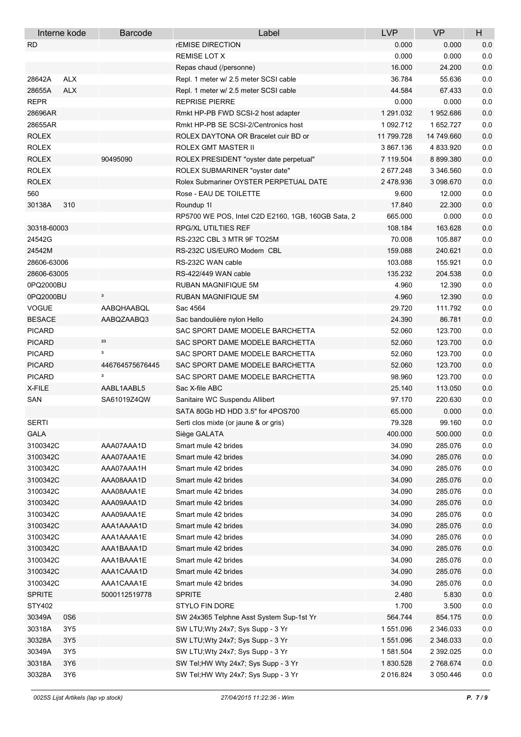| Interne kode | | Barcode | Label | LVP | VP | H |
|---|---|---|---|---|---|---|
| RD | | | rEMISE DIRECTION | 0.000 | 0.000 | 0.0 |
| | | | REMISE LOT X | 0.000 | 0.000 | 0.0 |
| | | | Repas chaud (/personne) | 16.000 | 24.200 | 0.0 |
| 28642A | ALX | | Repl. 1 meter w/ 2.5 meter SCSI cable | 36.784 | 55.636 | 0.0 |
| 28655A | ALX | | Repl. 1 meter w/ 2.5 meter SCSI cable | 44.584 | 67.433 | 0.0 |
| REPR | | | REPRISE PIERRE | 0.000 | 0.000 | 0.0 |
| 28696AR | | | Rmkt HP-PB FWD SCSI-2 host adapter | 1 291.032 | 1 952.686 | 0.0 |
| 28655AR | | | Rmkt HP-PB SE SCSI-2/Centronics host | 1 092.712 | 1 652.727 | 0.0 |
| ROLEX | | | ROLEX DAYTONA OR Bracelet cuir BD or | 11 799.728 | 14 749.660 | 0.0 |
| ROLEX | | | ROLEX GMT MASTER II | 3 867.136 | 4 833.920 | 0.0 |
| ROLEX | | 90495090 | ROLEX PRESIDENT "oyster date perpetual" | 7 119.504 | 8 899.380 | 0.0 |
| ROLEX | | | ROLEX SUBMARINER "oyster date" | 2 677.248 | 3 346.560 | 0.0 |
| ROLEX | | | Rolex Submariner OYSTER PERPETUAL DATE | 2 478.936 | 3 098.670 | 0.0 |
| 560 | | | Rose - EAU DE TOILETTE | 9.600 | 12.000 | 0.0 |
| 30138A | 310 | | Roundup 1l | 17.840 | 22.300 | 0.0 |
| | | | RP5700 WE POS, Intel C2D E2160, 1GB, 160GB Sata, 2 | 665.000 | 0.000 | 0.0 |
| 30318-60003 | | | RPG/XL UTILTIES REF | 108.184 | 163.628 | 0.0 |
| 24542G | | | RS-232C CBL 3 MTR 9F TO25M | 70.008 | 105.887 | 0.0 |
| 24542M | | | RS-232C US/EURO Modem CBL | 159.088 | 240.621 | 0.0 |
| 28606-63006 | | | RS-232C WAN cable | 103.088 | 155.921 | 0.0 |
| 28606-63005 | | | RS-422/449 WAN cable | 135.232 | 204.538 | 0.0 |
| 0PQ2000BU | | | RUBAN MAGNIFIQUE 5M | 4.960 | 12.390 | 0.0 |
| 0PQ2000BU | | ³ | RUBAN MAGNIFIQUE 5M | 4.960 | 12.390 | 0.0 |
| VOGUE | | AABQHAABQL | Sac 4564 | 29.720 | 111.792 | 0.0 |
| BESACE | | AABQZAABQ3 | Sac bandoulière nylon Hello | 24.390 | 86.781 | 0.0 |
| PICARD | | | SAC SPORT DAME MODELE BARCHETTA | 52.060 | 123.700 | 0.0 |
| PICARD | | ²³ | SAC SPORT DAME MODELE BARCHETTA | 52.060 | 123.700 | 0.0 |
| PICARD | | ³ | SAC SPORT DAME MODELE BARCHETTA | 52.060 | 123.700 | 0.0 |
| PICARD | | 446764575676445 | SAC SPORT DAME MODELE BARCHETTA | 52.060 | 123.700 | 0.0 |
| PICARD | | ³ | SAC SPORT DAME MODELE BARCHETTA | 98.960 | 123.700 | 0.0 |
| X-FILE | | AABL1AABL5 | Sac X-file ABC | 25.140 | 113.050 | 0.0 |
| SAN | | SA61019Z4QW | Sanitaire WC Suspendu Allibert | 97.170 | 220.630 | 0.0 |
| | | | SATA 80Gb HD HDD 3.5" for 4POS700 | 65.000 | 0.000 | 0.0 |
| SERTI | | | Serti clos mixte (or jaune & or gris) | 79.328 | 99.160 | 0.0 |
| GALA | | | Siège GALATA | 400.000 | 500.000 | 0.0 |
| 3100342C | | AAA07AAA1D | Smart mule 42 brides | 34.090 | 285.076 | 0.0 |
| 3100342C | | AAA07AAA1E | Smart mule 42 brides | 34.090 | 285.076 | 0.0 |
| 3100342C | | AAA07AAA1H | Smart mule 42 brides | 34.090 | 285.076 | 0.0 |
| 3100342C | | AAA08AAA1D | Smart mule 42 brides | 34.090 | 285.076 | 0.0 |
| 3100342C | | AAA08AAA1E | Smart mule 42 brides | 34.090 | 285.076 | 0.0 |
| 3100342C | | AAA09AAA1D | Smart mule 42 brides | 34.090 | 285.076 | 0.0 |
| 3100342C | | AAA09AAA1E | Smart mule 42 brides | 34.090 | 285.076 | 0.0 |
| 3100342C | | AAA1AAAA1D | Smart mule 42 brides | 34.090 | 285.076 | 0.0 |
| 3100342C | | AAA1AAAA1E | Smart mule 42 brides | 34.090 | 285.076 | 0.0 |
| 3100342C | | AAA1BAAA1D | Smart mule 42 brides | 34.090 | 285.076 | 0.0 |
| 3100342C | | AAA1BAAA1E | Smart mule 42 brides | 34.090 | 285.076 | 0.0 |
| 3100342C | | AAA1CAAA1D | Smart mule 42 brides | 34.090 | 285.076 | 0.0 |
| 3100342C | | AAA1CAAA1E | Smart mule 42 brides | 34.090 | 285.076 | 0.0 |
| SPRITE | | 5000112519778 | SPRITE | 2.480 | 5.830 | 0.0 |
| STY402 | | | STYLO FIN DORE | 1.700 | 3.500 | 0.0 |
| 30349A | 0S6 | | SW 24x365 Telphne Asst System Sup-1st Yr | 564.744 | 854.175 | 0.0 |
| 30318A | 3Y5 | | SW LTU;Wty 24x7; Sys Supp - 3 Yr | 1 551.096 | 2 346.033 | 0.0 |
| 30328A | 3Y5 | | SW LTU;Wty 24x7; Sys Supp - 3 Yr | 1 551.096 | 2 346.033 | 0.0 |
| 30349A | 3Y5 | | SW LTU;Wty 24x7; Sys Supp - 3 Yr | 1 581.504 | 2 392.025 | 0.0 |
| 30318A | 3Y6 | | SW Tel;HW Wty 24x7; Sys Supp - 3 Yr | 1 830.528 | 2 768.674 | 0.0 |
| 30328A | 3Y6 | | SW Tel;HW Wty 24x7; Sys Supp - 3 Yr | 2 016.824 | 3 050.446 | 0.0 |

*0025S Lijst Artikels (lap vp stock)* *27/04/2015 11:22:36 - Wim*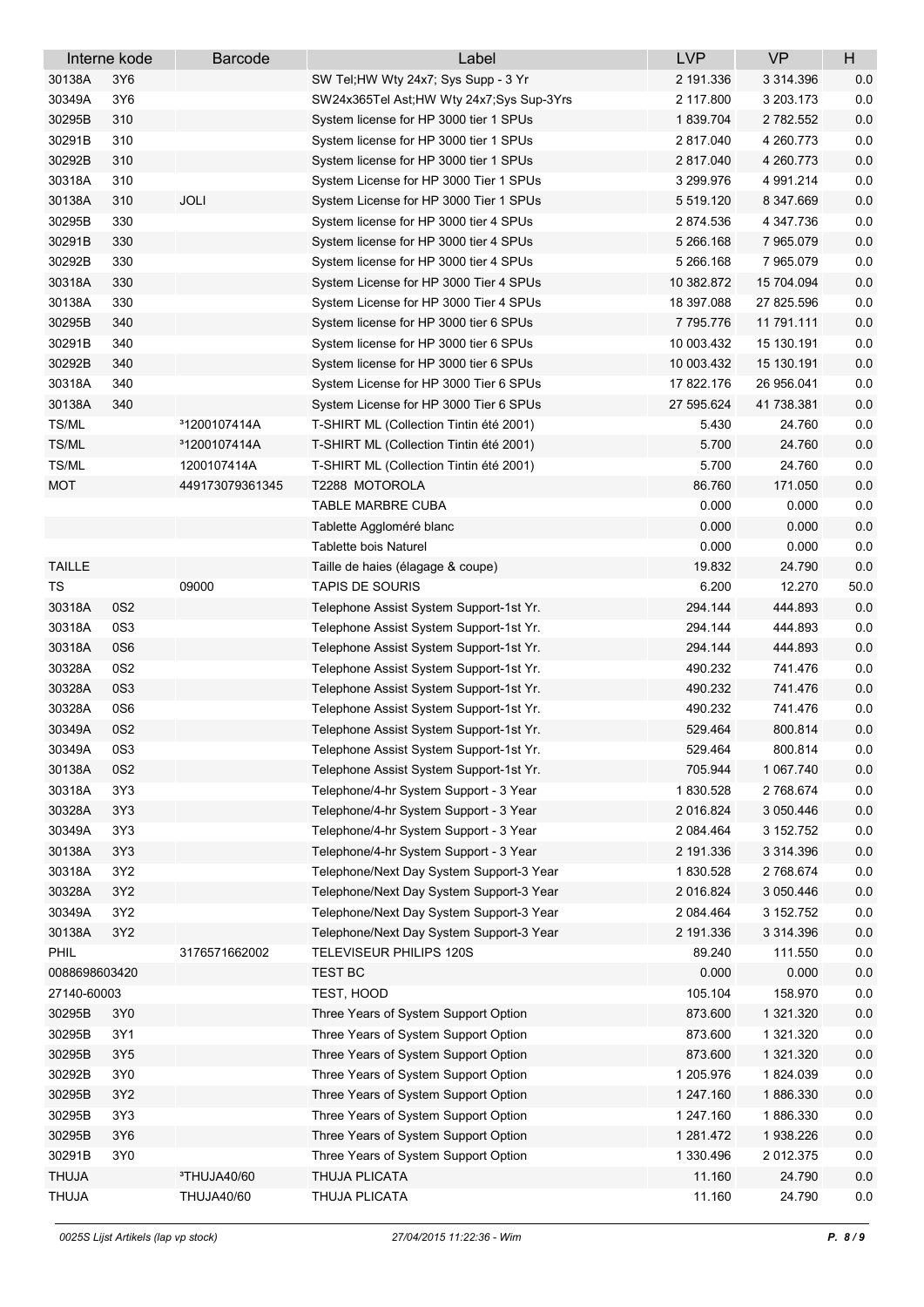| Interne kode | | Barcode | Label | LVP | VP | H |
|---|---|---|---|---|---|---|
| 30138A | 3Y6 | | SW Tel;HW Wty 24x7; Sys Supp - 3 Yr | 2 191.336 | 3 314.396 | 0.0 |
| 30349A | 3Y6 | | SW24x365Tel Ast;HW Wty 24x7;Sys Sup-3Yrs | 2 117.800 | 3 203.173 | 0.0 |
| 30295B | 310 | | System license for HP 3000 tier 1 SPUs | 1 839.704 | 2 782.552 | 0.0 |
| 30291B | 310 | | System license for HP 3000 tier 1 SPUs | 2 817.040 | 4 260.773 | 0.0 |
| 30292B | 310 | | System license for HP 3000 tier 1 SPUs | 2 817.040 | 4 260.773 | 0.0 |
| 30318A | 310 | | System License for HP 3000 Tier 1 SPUs | 3 299.976 | 4 991.214 | 0.0 |
| 30138A | 310 | JOLI | System License for HP 3000 Tier 1 SPUs | 5 519.120 | 8 347.669 | 0.0 |
| 30295B | 330 | | System license for HP 3000 tier 4 SPUs | 2 874.536 | 4 347.736 | 0.0 |
| 30291B | 330 | | System license for HP 3000 tier 4 SPUs | 5 266.168 | 7 965.079 | 0.0 |
| 30292B | 330 | | System license for HP 3000 tier 4 SPUs | 5 266.168 | 7 965.079 | 0.0 |
| 30318A | 330 | | System License for HP 3000 Tier 4 SPUs | 10 382.872 | 15 704.094 | 0.0 |
| 30138A | 330 | | System License for HP 3000 Tier 4 SPUs | 18 397.088 | 27 825.596 | 0.0 |
| 30295B | 340 | | System license for HP 3000 tier 6 SPUs | 7 795.776 | 11 791.111 | 0.0 |
| 30291B | 340 | | System license for HP 3000 tier 6 SPUs | 10 003.432 | 15 130.191 | 0.0 |
| 30292B | 340 | | System license for HP 3000 tier 6 SPUs | 10 003.432 | 15 130.191 | 0.0 |
| 30318A | 340 | | System License for HP 3000 Tier 6 SPUs | 17 822.176 | 26 956.041 | 0.0 |
| 30138A | 340 | | System License for HP 3000 Tier 6 SPUs | 27 595.624 | 41 738.381 | 0.0 |
| TS/ML | | ³1200107414A | T-SHIRT ML (Collection Tintin été 2001) | 5.430 | 24.760 | 0.0 |
| TS/ML | | ³1200107414A | T-SHIRT ML (Collection Tintin été 2001) | 5.700 | 24.760 | 0.0 |
| TS/ML | | 1200107414A | T-SHIRT ML (Collection Tintin été 2001) | 5.700 | 24.760 | 0.0 |
| MOT | | 449173079361345 | T2288 MOTOROLA | 86.760 | 171.050 | 0.0 |
| | | | TABLE MARBRE CUBA | 0.000 | 0.000 | 0.0 |
| | | | Tablette Aggloméré blanc | 0.000 | 0.000 | 0.0 |
| | | | Tablette bois Naturel | 0.000 | 0.000 | 0.0 |
| TAILLE | | | Taille de haies (élagage & coupe) | 19.832 | 24.790 | 0.0 |
| TS | | 09000 | TAPIS DE SOURIS | 6.200 | 12.270 | 50.0 |
| 30318A | 0S2 | | Telephone Assist System Support-1st Yr. | 294.144 | 444.893 | 0.0 |
| 30318A | 0S3 | | Telephone Assist System Support-1st Yr. | 294.144 | 444.893 | 0.0 |
| 30318A | 0S6 | | Telephone Assist System Support-1st Yr. | 294.144 | 444.893 | 0.0 |
| 30328A | 0S2 | | Telephone Assist System Support-1st Yr. | 490.232 | 741.476 | 0.0 |
| 30328A | 0S3 | | Telephone Assist System Support-1st Yr. | 490.232 | 741.476 | 0.0 |
| 30328A | 0S6 | | Telephone Assist System Support-1st Yr. | 490.232 | 741.476 | 0.0 |
| 30349A | 0S2 | | Telephone Assist System Support-1st Yr. | 529.464 | 800.814 | 0.0 |
| 30349A | 0S3 | | Telephone Assist System Support-1st Yr. | 529.464 | 800.814 | 0.0 |
| 30138A | 0S2 | | Telephone Assist System Support-1st Yr. | 705.944 | 1 067.740 | 0.0 |
| 30318A | 3Y3 | | Telephone/4-hr System Support - 3 Year | 1 830.528 | 2 768.674 | 0.0 |
| 30328A | 3Y3 | | Telephone/4-hr System Support - 3 Year | 2 016.824 | 3 050.446 | 0.0 |
| 30349A | 3Y3 | | Telephone/4-hr System Support - 3 Year | 2 084.464 | 3 152.752 | 0.0 |
| 30138A | 3Y3 | | Telephone/4-hr System Support - 3 Year | 2 191.336 | 3 314.396 | 0.0 |
| 30318A | 3Y2 | | Telephone/Next Day System Support-3 Year | 1 830.528 | 2 768.674 | 0.0 |
| 30328A | 3Y2 | | Telephone/Next Day System Support-3 Year | 2 016.824 | 3 050.446 | 0.0 |
| 30349A | 3Y2 | | Telephone/Next Day System Support-3 Year | 2 084.464 | 3 152.752 | 0.0 |
| 30138A | 3Y2 | | Telephone/Next Day System Support-3 Year | 2 191.336 | 3 314.396 | 0.0 |
| PHIL | | 3176571662002 | TELEVISEUR PHILIPS 120S | 89.240 | 111.550 | 0.0 |
| 0088698603420 | | | TEST BC | 0.000 | 0.000 | 0.0 |
| 27140-60003 | | | TEST, HOOD | 105.104 | 158.970 | 0.0 |
| 30295B | 3Y0 | | Three Years of System Support Option | 873.600 | 1 321.320 | 0.0 |
| 30295B | 3Y1 | | Three Years of System Support Option | 873.600 | 1 321.320 | 0.0 |
| 30295B | 3Y5 | | Three Years of System Support Option | 873.600 | 1 321.320 | 0.0 |
| 30292B | 3Y0 | | Three Years of System Support Option | 1 205.976 | 1 824.039 | 0.0 |
| 30295B | 3Y2 | | Three Years of System Support Option | 1 247.160 | 1 886.330 | 0.0 |
| 30295B | 3Y3 | | Three Years of System Support Option | 1 247.160 | 1 886.330 | 0.0 |
| 30295B | 3Y6 | | Three Years of System Support Option | 1 281.472 | 1 938.226 | 0.0 |
| 30291B | 3Y0 | | Three Years of System Support Option | 1 330.496 | 2 012.375 | 0.0 |
| THUJA | | ³THUJA40/60 | THUJA PLICATA | 11.160 | 24.790 | 0.0 |
| THUJA | | THUJA40/60 | THUJA PLICATA | 11.160 | 24.790 | 0.0 |

*0025S Lijst Artikels (lap vp stock)* *27/04/2015 11:22:36 - Wim*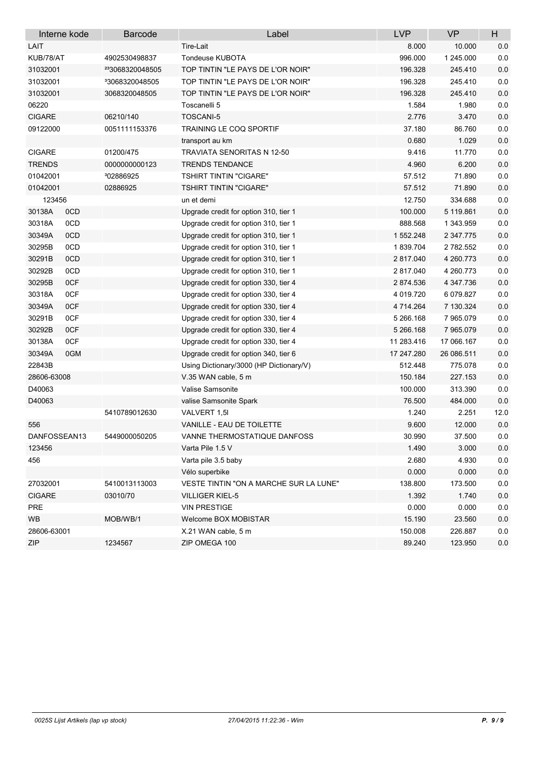| Interne kode | Barcode | Label | LVP | VP | H |
|---|---|---|---|---|---|
| LAIT | | Tire-Lait | 8.000 | 10.000 | 0.0 |
| KUB/78/AT | 4902530498837 | Tondeuse KUBOTA | 996.000 | 1 245.000 | 0.0 |
| 31032001 | ²³3068320048505 | TOP TINTIN "LE PAYS DE L'OR NOIR" | 196.328 | 245.410 | 0.0 |
| 31032001 | ³3068320048505 | TOP TINTIN "LE PAYS DE L'OR NOIR" | 196.328 | 245.410 | 0.0 |
| 31032001 | 3068320048505 | TOP TINTIN "LE PAYS DE L'OR NOIR" | 196.328 | 245.410 | 0.0 |
| 06220 | | Toscanelli 5 | 1.584 | 1.980 | 0.0 |
| CIGARE | 06210/140 | TOSCANI-5 | 2.776 | 3.470 | 0.0 |
| 09122000 | 0051111153376 | TRAINING LE COQ SPORTIF | 37.180 | 86.760 | 0.0 |
| | | transport au km | 0.680 | 1.029 | 0.0 |
| CIGARE | 01200/475 | TRAVIATA SENORITAS N 12-50 | 9.416 | 11.770 | 0.0 |
| TRENDS | 0000000000123 | TRENDS TENDANCE | 4.960 | 6.200 | 0.0 |
| 01042001 | ³02886925 | TSHIRT TINTIN "CIGARE" | 57.512 | 71.890 | 0.0 |
| 01042001 | 02886925 | TSHIRT TINTIN "CIGARE" | 57.512 | 71.890 | 0.0 |
| 123456 | | un et demi | 12.750 | 334.688 | 0.0 |
| 30138A 0CD | | Upgrade credit for option 310, tier 1 | 100.000 | 5 119.861 | 0.0 |
| 30318A 0CD | | Upgrade credit for option 310, tier 1 | 888.568 | 1 343.959 | 0.0 |
| 30349A 0CD | | Upgrade credit for option 310, tier 1 | 1 552.248 | 2 347.775 | 0.0 |
| 30295B 0CD | | Upgrade credit for option 310, tier 1 | 1 839.704 | 2 782.552 | 0.0 |
| 30291B 0CD | | Upgrade credit for option 310, tier 1 | 2 817.040 | 4 260.773 | 0.0 |
| 30292B 0CD | | Upgrade credit for option 310, tier 1 | 2 817.040 | 4 260.773 | 0.0 |
| 30295B 0CF | | Upgrade credit for option 330, tier 4 | 2 874.536 | 4 347.736 | 0.0 |
| 30318A 0CF | | Upgrade credit for option 330, tier 4 | 4 019.720 | 6 079.827 | 0.0 |
| 30349A 0CF | | Upgrade credit for option 330, tier 4 | 4 714.264 | 7 130.324 | 0.0 |
| 30291B 0CF | | Upgrade credit for option 330, tier 4 | 5 266.168 | 7 965.079 | 0.0 |
| 30292B 0CF | | Upgrade credit for option 330, tier 4 | 5 266.168 | 7 965.079 | 0.0 |
| 30138A 0CF | | Upgrade credit for option 330, tier 4 | 11 283.416 | 17 066.167 | 0.0 |
| 30349A 0GM | | Upgrade credit for option 340, tier 6 | 17 247.280 | 26 086.511 | 0.0 |
| 22843B | | Using Dictionary/3000 (HP Dictionary/V) | 512.448 | 775.078 | 0.0 |
| 28606-63008 | | V.35 WAN cable, 5 m | 150.184 | 227.153 | 0.0 |
| D40063 | | Valise Samsonite | 100.000 | 313.390 | 0.0 |
| D40063 | | valise Samsonite Spark | 76.500 | 484.000 | 0.0 |
| | 5410789012630 | VALVERT 1,5l | 1.240 | 2.251 | 12.0 |
| 556 | | VANILLE - EAU DE TOILETTE | 9.600 | 12.000 | 0.0 |
| DANFOSSEAN13 | 5449000050205 | VANNE THERMOSTATIQUE DANFOSS | 30.990 | 37.500 | 0.0 |
| 123456 | | Varta Pile 1.5 V | 1.490 | 3.000 | 0.0 |
| 456 | | Varta pile 3.5 baby | 2.680 | 4.930 | 0.0 |
| | | Vélo superbike | 0.000 | 0.000 | 0.0 |
| 27032001 | 5410013113003 | VESTE TINTIN "ON A MARCHE SUR LA LUNE" | 138.800 | 173.500 | 0.0 |
| CIGARE | 03010/70 | VILLIGER KIEL-5 | 1.392 | 1.740 | 0.0 |
| PRE | | VIN PRESTIGE | 0.000 | 0.000 | 0.0 |
| WB | MOB/WB/1 | Welcome BOX MOBISTAR | 15.190 | 23.560 | 0.0 |
| 28606-63001 | | X.21 WAN cable, 5 m | 150.008 | 226.887 | 0.0 |
| ZIP | 1234567 | ZIP OMEGA 100 | 89.240 | 123.950 | 0.0 |